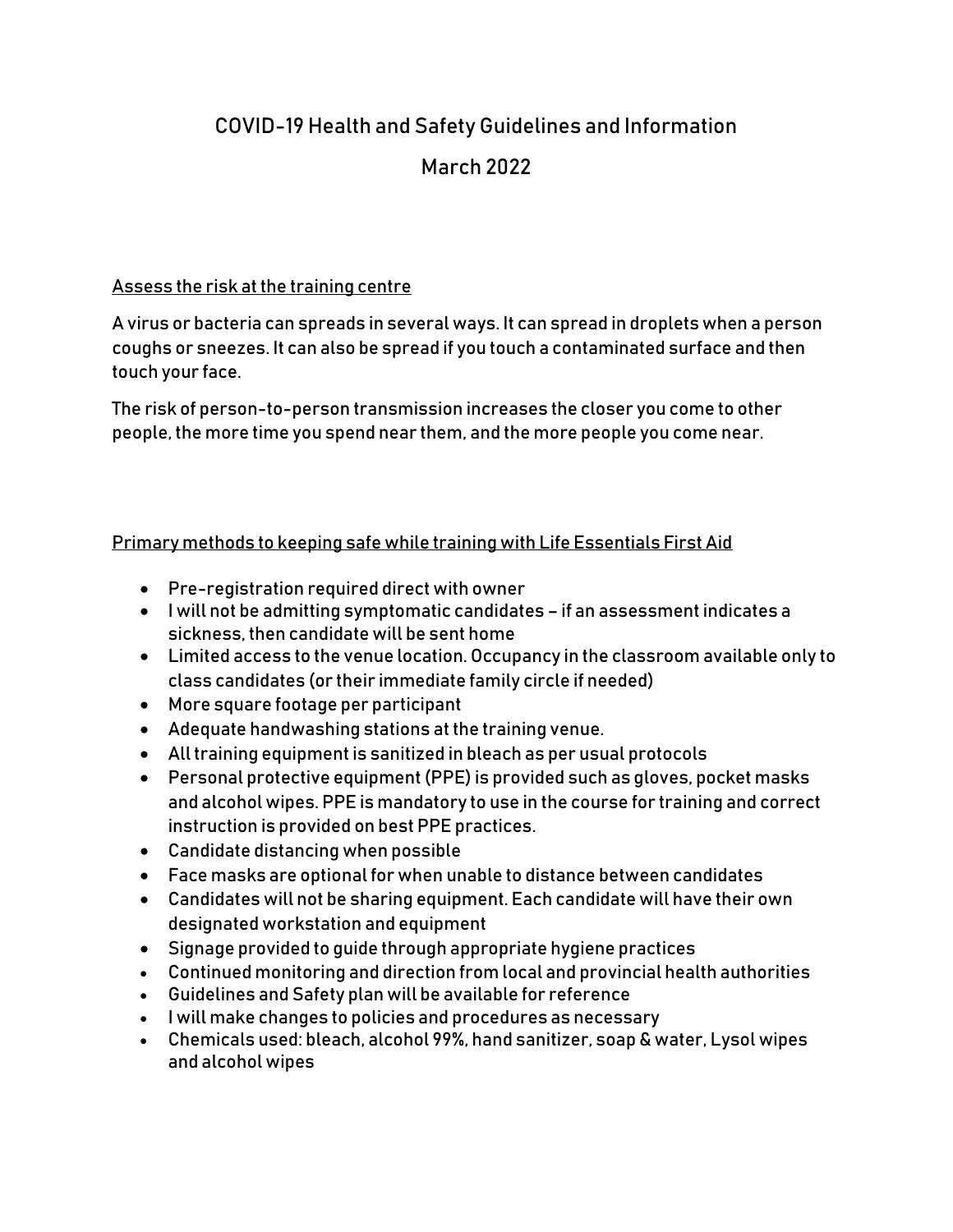# COVID-19 Health and Safety Guidelines and Information

## March 2022

<u>Assess the risk at the training centre</u>

A virus or bacteria can spreads in several ways. It can spread in droplets when a person coughs or sneezes. It can also be spread if you touch a contaminated surface and then touch your face.

The risk of person-to-person transmission increases the closer you come to other people, the more time you spend near them, and the more people you come near.

<u>Primary methods to keeping safe while training with Life Essentials First Aid</u>

- Pre-registration required direct with owner
- I will not be admitting symptomatic candidates – if an assessment indicates a sickness, then candidate will be sent home
- Limited access to the venue location. Occupancy in the classroom available only to class candidates (or their immediate family circle if needed)
- More square footage per participant
- Adequate handwashing stations at the training venue.
- All training equipment is sanitized in bleach as per usual protocols
- Personal protective equipment (PPE) is provided such as gloves, pocket masks and alcohol wipes. PPE is mandatory to use in the course for training and correct instruction is provided on best PPE practices.
- Candidate distancing when possible
- Face masks are optional for when unable to distance between candidates
- Candidates will not be sharing equipment. Each candidate will have their own designated workstation and equipment
- Signage provided to guide through appropriate hygiene practices
- Continued monitoring and direction from local and provincial health authorities
- Guidelines and Safety plan will be available for reference
- I will make changes to policies and procedures as necessary
- Chemicals used: bleach, alcohol 99%, hand sanitizer, soap & water, Lysol wipes and alcohol wipes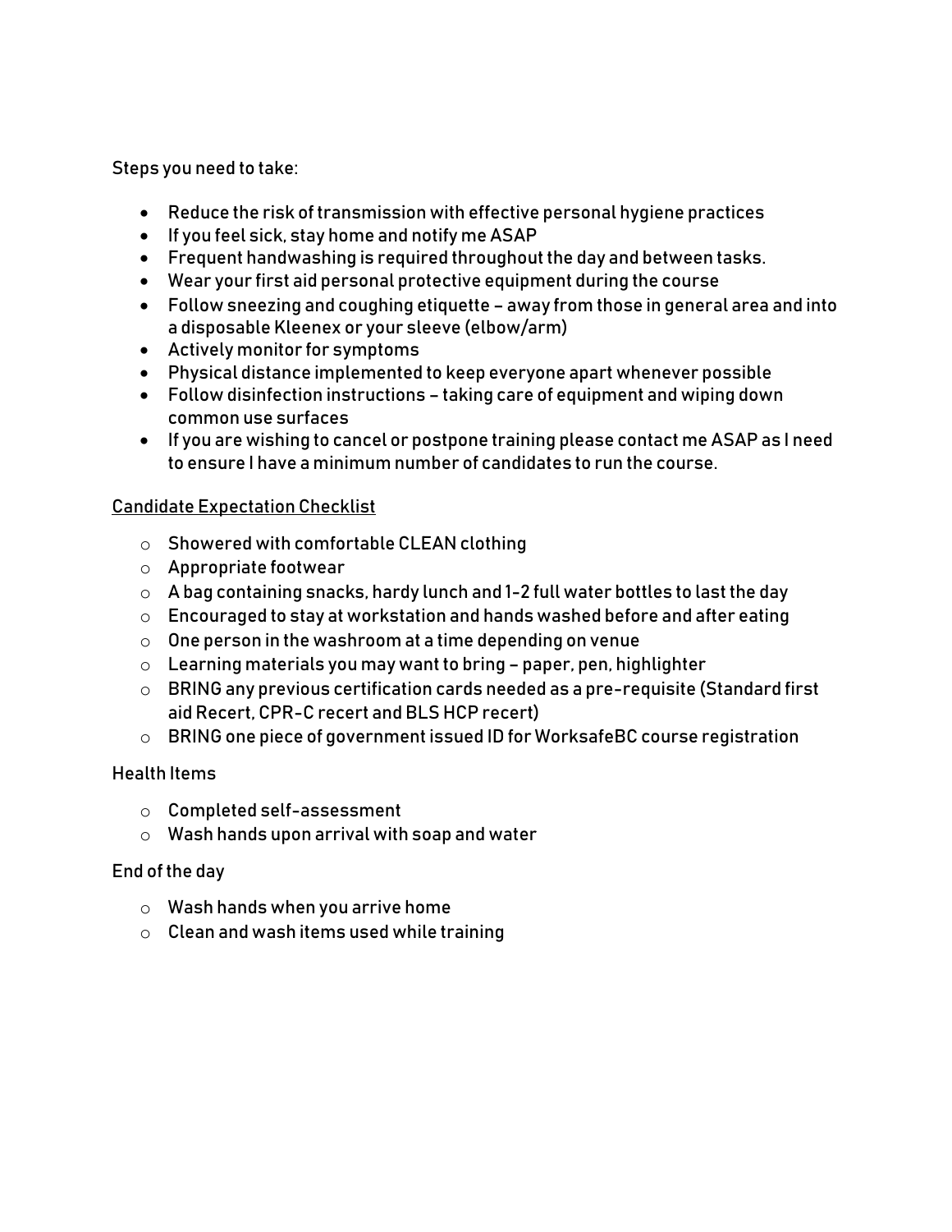Steps you need to take:

- Reduce the risk of transmission with effective personal hygiene practices
- If you feel sick, stay home and notify me ASAP
- Frequent handwashing is required throughout the day and between tasks.
- Wear your first aid personal protective equipment during the course
- Follow sneezing and coughing etiquette – away from those in general area and into a disposable Kleenex or your sleeve (elbow/arm)
- Actively monitor for symptoms
- Physical distance implemented to keep everyone apart whenever possible
- Follow disinfection instructions – taking care of equipment and wiping down common use surfaces
- If you are wishing to cancel or postpone training please contact me ASAP as I need to ensure I have a minimum number of candidates to run the course.

<u>Candidate Expectation Checklist</u>

- Showered with comfortable CLEAN clothing
- Appropriate footwear
- A bag containing snacks, hardy lunch and 1-2 full water bottles to last the day
- Encouraged to stay at workstation and hands washed before and after eating
- One person in the washroom at a time depending on venue
- Learning materials you may want to bring – paper, pen, highlighter
- BRING any previous certification cards needed as a pre-requisite (Standard first aid Recert, CPR-C recert and BLS HCP recert)
- BRING one piece of government issued ID for WorksafeBC course registration

Health Items

- Completed self-assessment
- Wash hands upon arrival with soap and water

End of the day

- Wash hands when you arrive home
- Clean and wash items used while training